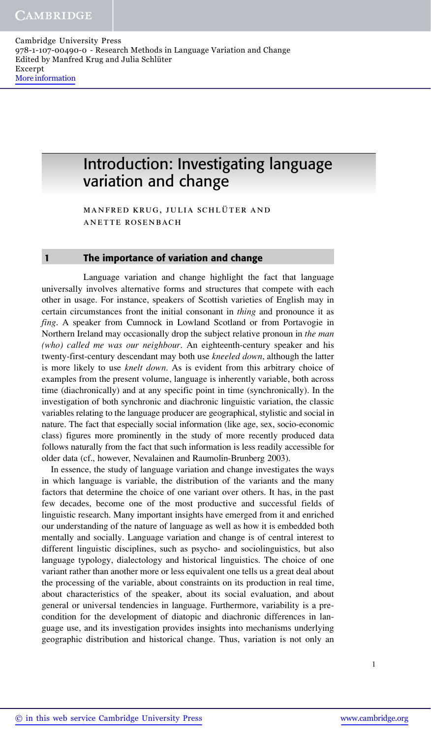# Introduction: Investigating language variation and change

MANFRED KRUG, JULIA SCHLÜTER AND ANETTE ROSENBACH

## 1 The importance of variation and change

Language variation and change highlight the fact that language universally involves alternative forms and structures that compete with each other in usage. For instance, speakers of Scottish varieties of English may in certain circumstances front the initial consonant in *thing* and pronounce it as *fing*. A speaker from Cumnock in Lowland Scotland or from Portavogie in Northern Ireland may occasionally drop the subject relative pronoun in *the man (who) called me was our neighbour*. An eighteenth-century speaker and his twenty-first-century descendant may both use *kneeled down*, although the latter is more likely to use *knelt down*. As is evident from this arbitrary choice of examples from the present volume, language is inherently variable, both across time (diachronically) and at any specific point in time (synchronically). In the investigation of both synchronic and diachronic linguistic variation, the classic variables relating to the language producer are geographical, stylistic and social in nature. The fact that especially social information (like age, sex, socio-economic class) figures more prominently in the study of more recently produced data follows naturally from the fact that such information is less readily accessible for older data (cf., however, Nevalainen and Raumolin-Brunberg 2003).

In essence, the study of language variation and change investigates the ways in which language is variable, the distribution of the variants and the many factors that determine the choice of one variant over others. It has, in the past few decades, become one of the most productive and successful fields of linguistic research. Many important insights have emerged from it and enriched our understanding of the nature of language as well as how it is embedded both mentally and socially. Language variation and change is of central interest to different linguistic disciplines, such as psycho- and sociolinguistics, but also language typology, dialectology and historical linguistics. The choice of one variant rather than another more or less equivalent one tells us a great deal about the processing of the variable, about constraints on its production in real time, about characteristics of the speaker, about its social evaluation, and about general or universal tendencies in language. Furthermore, variability is a precondition for the development of diatopic and diachronic differences in language use, and its investigation provides insights into mechanisms underlying geographic distribution and historical change. Thus, variation is not only an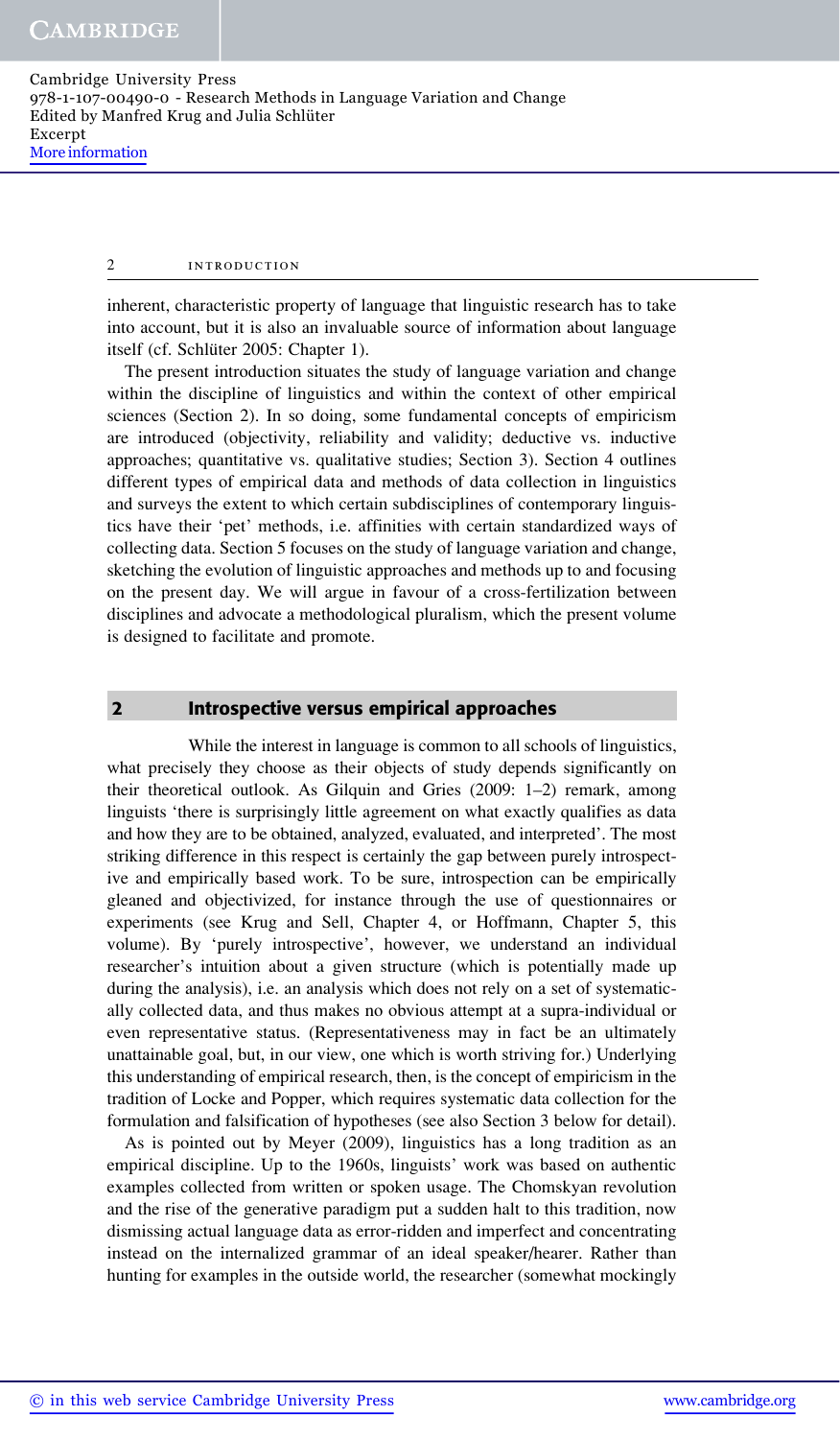inherent, characteristic property of language that linguistic research has to take into account, but it is also an invaluable source of information about language itself (cf. Schlüter 2005: Chapter 1).

The present introduction situates the study of language variation and change within the discipline of linguistics and within the context of other empirical sciences (Section 2). In so doing, some fundamental concepts of empiricism are introduced (objectivity, reliability and validity; deductive vs. inductive approaches; quantitative vs. qualitative studies; Section 3). Section 4 outlines different types of empirical data and methods of data collection in linguistics and surveys the extent to which certain subdisciplines of contemporary linguistics have their 'pet' methods, i.e. affinities with certain standardized ways of collecting data. Section 5 focuses on the study of language variation and change, sketching the evolution of linguistic approaches and methods up to and focusing on the present day. We will argue in favour of a cross-fertilization between disciplines and advocate a methodological pluralism, which the present volume is designed to facilitate and promote.

## 2 Introspective versus empirical approaches

While the interest in language is common to all schools of linguistics, what precisely they choose as their objects of study depends significantly on their theoretical outlook. As Gilquin and Gries (2009: 1–2) remark, among linguists 'there is surprisingly little agreement on what exactly qualifies as data and how they are to be obtained, analyzed, evaluated, and interpreted'. The most striking difference in this respect is certainly the gap between purely introspective and empirically based work. To be sure, introspection can be empirically gleaned and objectivized, for instance through the use of questionnaires or experiments (see Krug and Sell, Chapter 4, or Hoffmann, Chapter 5, this volume). By 'purely introspective', however, we understand an individual researcher's intuition about a given structure (which is potentially made up during the analysis), i.e. an analysis which does not rely on a set of systematically collected data, and thus makes no obvious attempt at a supra-individual or even representative status. (Representativeness may in fact be an ultimately unattainable goal, but, in our view, one which is worth striving for.) Underlying this understanding of empirical research, then, is the concept of empiricism in the tradition of Locke and Popper, which requires systematic data collection for the formulation and falsification of hypotheses (see also Section 3 below for detail).

As is pointed out by Meyer (2009), linguistics has a long tradition as an empirical discipline. Up to the 1960s, linguists' work was based on authentic examples collected from written or spoken usage. The Chomskyan revolution and the rise of the generative paradigm put a sudden halt to this tradition, now dismissing actual language data as error-ridden and imperfect and concentrating instead on the internalized grammar of an ideal speaker/hearer. Rather than hunting for examples in the outside world, the researcher (somewhat mockingly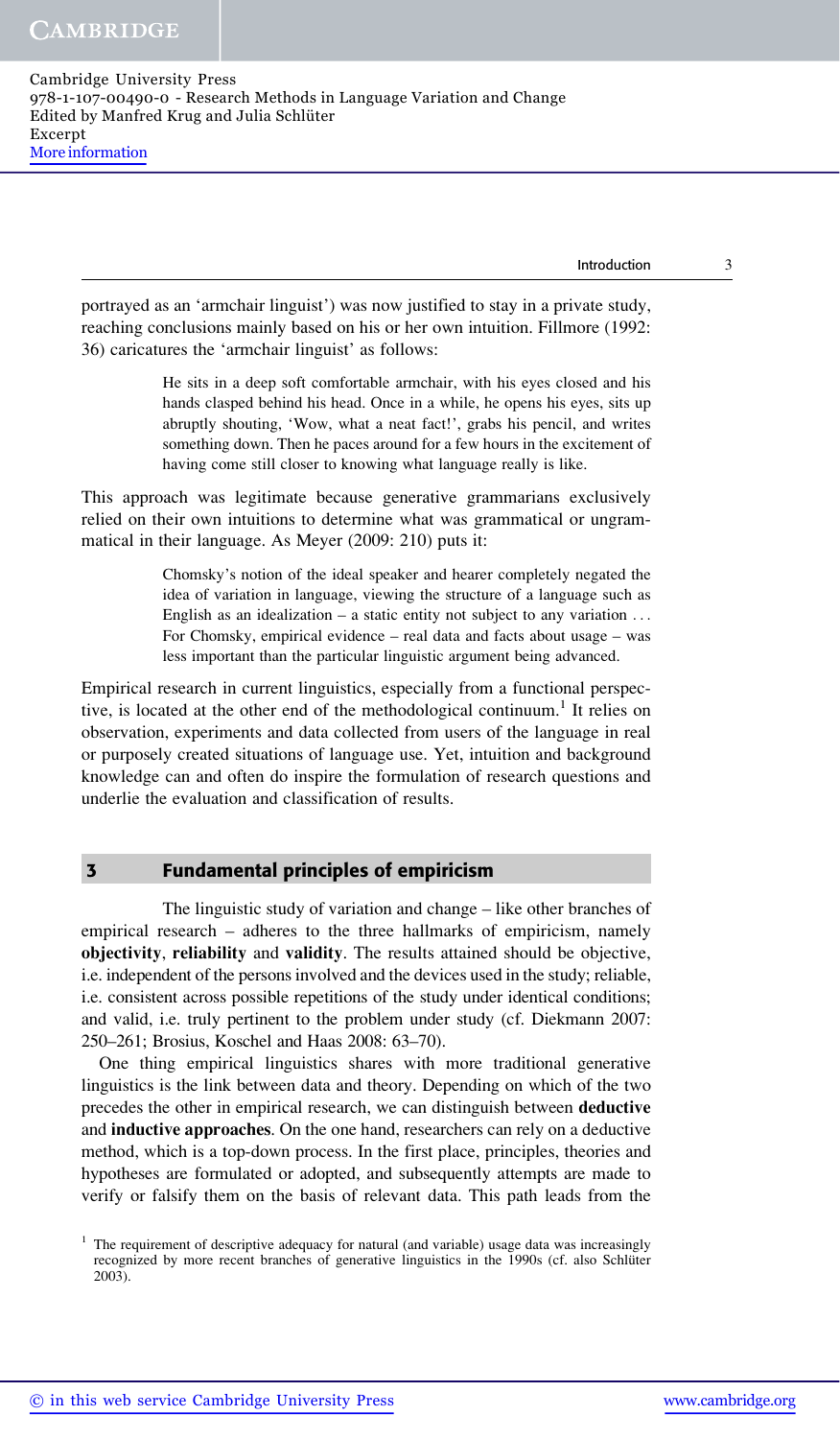portrayed as an 'armchair linguist') was now justified to stay in a private study, reaching conclusions mainly based on his or her own intuition. Fillmore (1992: 36) caricatures the 'armchair linguist' as follows:

> He sits in a deep soft comfortable armchair, with his eyes closed and his hands clasped behind his head. Once in a while, he opens his eyes, sits up abruptly shouting, 'Wow, what a neat fact!', grabs his pencil, and writes something down. Then he paces around for a few hours in the excitement of having come still closer to knowing what language really is like.

This approach was legitimate because generative grammarians exclusively relied on their own intuitions to determine what was grammatical or ungrammatical in their language. As Meyer (2009: 210) puts it:

> Chomsky's notion of the ideal speaker and hearer completely negated the idea of variation in language, viewing the structure of a language such as English as an idealization – a static entity not subject to any variation . . . For Chomsky, empirical evidence – real data and facts about usage – was less important than the particular linguistic argument being advanced.

Empirical research in current linguistics, especially from a functional perspective, is located at the other end of the methodological continuum.[1] It relies on observation, experiments and data collected from users of the language in real or purposely created situations of language use. Yet, intuition and background knowledge can and often do inspire the formulation of research questions and underlie the evaluation and classification of results.

## 3 Fundamental principles of empiricism

The linguistic study of variation and change – like other branches of empirical research – adheres to the three hallmarks of empiricism, namely **objectivity**, **reliability** and **validity**. The results attained should be objective, i.e. independent of the persons involved and the devices used in the study; reliable, i.e. consistent across possible repetitions of the study under identical conditions; and valid, i.e. truly pertinent to the problem under study (cf. Diekmann 2007: 250–261; Brosius, Koschel and Haas 2008: 63–70).

One thing empirical linguistics shares with more traditional generative linguistics is the link between data and theory. Depending on which of the two precedes the other in empirical research, we can distinguish between **deductive** and **inductive approaches**. On the one hand, researchers can rely on a deductive method, which is a top-down process. In the first place, principles, theories and hypotheses are formulated or adopted, and subsequently attempts are made to verify or falsify them on the basis of relevant data. This path leads from the

[1] The requirement of descriptive adequacy for natural (and variable) usage data was increasingly recognized by more recent branches of generative linguistics in the 1990s (cf. also Schlüter 2003).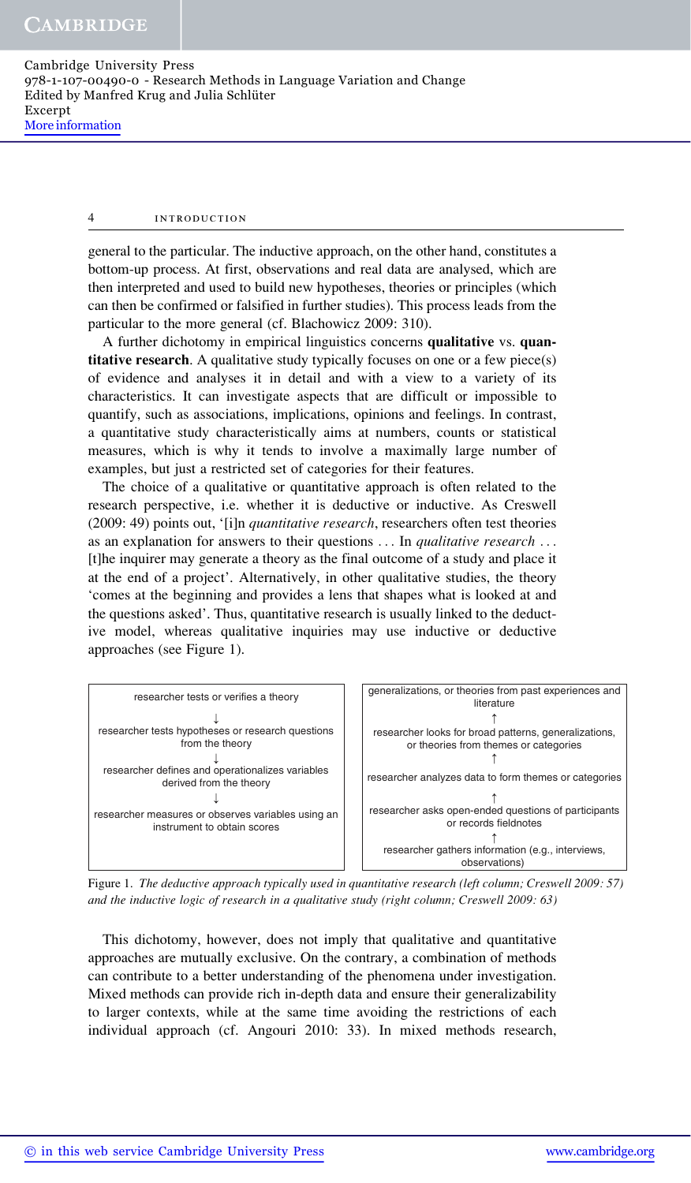general to the particular. The inductive approach, on the other hand, constitutes a bottom-up process. At first, observations and real data are analysed, which are then interpreted and used to build new hypotheses, theories or principles (which can then be confirmed or falsified in further studies). This process leads from the particular to the more general (cf. Blachowicz 2009: 310).

A further dichotomy in empirical linguistics concerns **qualitative** vs. **quantitative research**. A qualitative study typically focuses on one or a few piece(s) of evidence and analyses it in detail and with a view to a variety of its characteristics. It can investigate aspects that are difficult or impossible to quantify, such as associations, implications, opinions and feelings. In contrast, a quantitative study characteristically aims at numbers, counts or statistical measures, which is why it tends to involve a maximally large number of examples, but just a restricted set of categories for their features.

The choice of a qualitative or quantitative approach is often related to the research perspective, i.e. whether it is deductive or inductive. As Creswell (2009: 49) points out, '[i]n *quantitative research*, researchers often test theories as an explanation for answers to their questions . . . In *qualitative research* . . . [t]he inquirer may generate a theory as the final outcome of a study and place it at the end of a project'. Alternatively, in other qualitative studies, the theory 'comes at the beginning and provides a lens that shapes what is looked at and the questions asked'. Thus, quantitative research is usually linked to the deductive model, whereas qualitative inquiries may use inductive or deductive approaches (see Figure 1).

| | |
|---|---|
| researcher tests or verifies a theory | generalizations, or theories from past experiences and literature |
| ↓ | ↑ |
| researcher tests hypotheses or research questions from the theory | researcher looks for broad patterns, generalizations, or theories from themes or categories |
| ↓ | ↑ |
| researcher defines and operationalizes variables derived from the theory | researcher analyzes data to form themes or categories |
| ↓ | ↑ |
| researcher measures or observes variables using an instrument to obtain scores | researcher asks open-ended questions of participants or records fieldnotes |
| | ↑ |
| | researcher gathers information (e.g., interviews, observations) |

Figure 1. *The deductive approach typically used in quantitative research (left column; Creswell 2009: 57) and the inductive logic of research in a qualitative study (right column; Creswell 2009: 63)*

This dichotomy, however, does not imply that qualitative and quantitative approaches are mutually exclusive. On the contrary, a combination of methods can contribute to a better understanding of the phenomena under investigation. Mixed methods can provide rich in-depth data and ensure their generalizability to larger contexts, while at the same time avoiding the restrictions of each individual approach (cf. Angouri 2010: 33). In mixed methods research,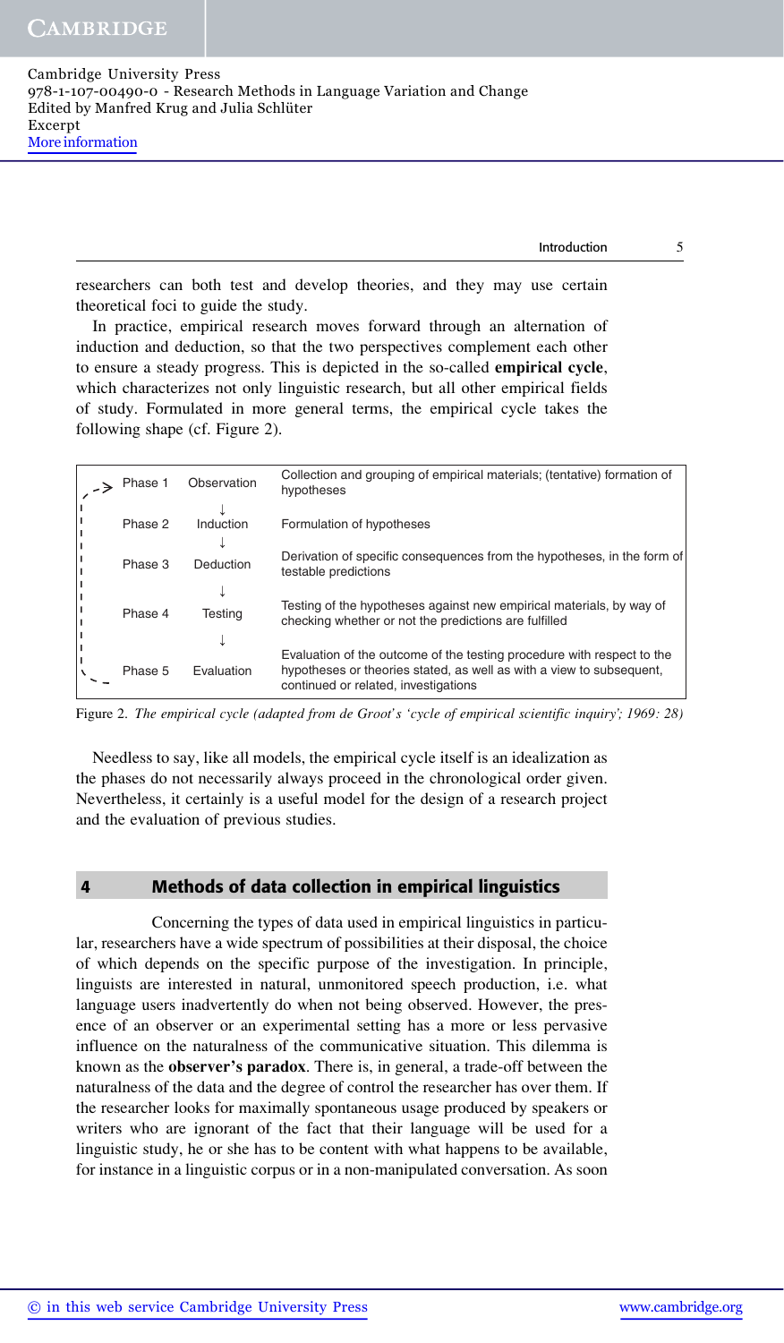researchers can both test and develop theories, and they may use certain theoretical foci to guide the study.

In practice, empirical research moves forward through an alternation of induction and deduction, so that the two perspectives complement each other to ensure a steady progress. This is depicted in the so-called **empirical cycle**, which characterizes not only linguistic research, but all other empirical fields of study. Formulated in more general terms, the empirical cycle takes the following shape (cf. Figure 2).

| Phase | Stage | Description |
|---|---|---|
| Phase 1 | Observation | Collection and grouping of empirical materials; (tentative) formation of hypotheses |
| | ↓ | |
| Phase 2 | Induction | Formulation of hypotheses |
| | ↓ | |
| Phase 3 | Deduction | Derivation of specific consequences from the hypotheses, in the form of testable predictions |
| | ↓ | |
| Phase 4 | Testing | Testing of the hypotheses against new empirical materials, by way of checking whether or not the predictions are fulfilled |
| | ↓ | |
| Phase 5 | Evaluation | Evaluation of the outcome of the testing procedure with respect to the hypotheses or theories stated, as well as with a view to subsequent, continued or related, investigations |

Figure 2. *The empirical cycle (adapted from de Groot's 'cycle of empirical scientific inquiry'; 1969: 28)*

Needless to say, like all models, the empirical cycle itself is an idealization as the phases do not necessarily always proceed in the chronological order given. Nevertheless, it certainly is a useful model for the design of a research project and the evaluation of previous studies.

## 4 Methods of data collection in empirical linguistics

Concerning the types of data used in empirical linguistics in particular, researchers have a wide spectrum of possibilities at their disposal, the choice of which depends on the specific purpose of the investigation. In principle, linguists are interested in natural, unmonitored speech production, i.e. what language users inadvertently do when not being observed. However, the presence of an observer or an experimental setting has a more or less pervasive influence on the naturalness of the communicative situation. This dilemma is known as the **observer's paradox**. There is, in general, a trade-off between the naturalness of the data and the degree of control the researcher has over them. If the researcher looks for maximally spontaneous usage produced by speakers or writers who are ignorant of the fact that their language will be used for a linguistic study, he or she has to be content with what happens to be available, for instance in a linguistic corpus or in a non-manipulated conversation. As soon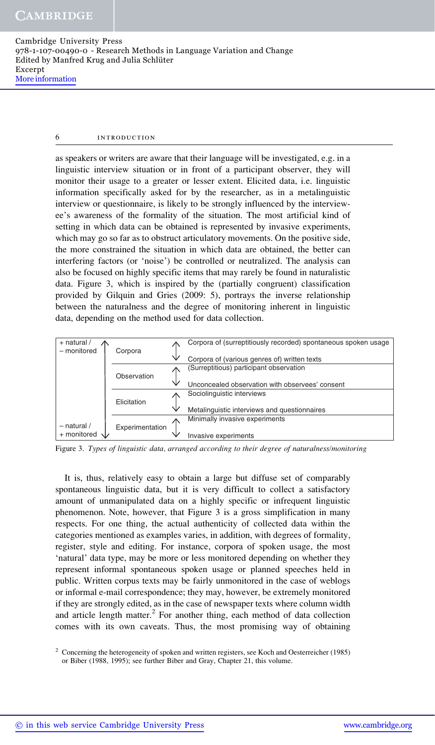as speakers or writers are aware that their language will be investigated, e.g. in a linguistic interview situation or in front of a participant observer, they will monitor their usage to a greater or lesser extent. Elicited data, i.e. linguistic information specifically asked for by the researcher, as in a metalinguistic interview or questionnaire, is likely to be strongly influenced by the interviewee's awareness of the formality of the situation. The most artificial kind of setting in which data can be obtained is represented by invasive experiments, which may go so far as to obstruct articulatory movements. On the positive side, the more constrained the situation in which data are obtained, the better can interfering factors (or 'noise') be controlled or neutralized. The analysis can also be focused on highly specific items that may rarely be found in naturalistic data. Figure 3, which is inspired by the (partially congruent) classification provided by Gilquin and Gries (2009: 5), portrays the inverse relationship between the naturalness and the degree of monitoring inherent in linguistic data, depending on the method used for data collection.

| | | |
|---|---|---|
| + natural / – monitored ↑ | Corpora | Corpora of (surreptitiously recorded) spontaneous spoken usage |
| | | Corpora of (various genres of) written texts |
| | Observation | (Surreptitious) participant observation |
| | | Unconcealed observation with observees' consent |
| | Elicitation | Sociolinguistic interviews |
| | | Metalinguistic interviews and questionnaires |
| | Experimentation | Minimally invasive experiments |
| – natural / + monitored ↓ | | Invasive experiments |

Figure 3. *Types of linguistic data, arranged according to their degree of naturalness/monitoring*

It is, thus, relatively easy to obtain a large but diffuse set of comparably spontaneous linguistic data, but it is very difficult to collect a satisfactory amount of unmanipulated data on a highly specific or infrequent linguistic phenomenon. Note, however, that Figure 3 is a gross simplification in many respects. For one thing, the actual authenticity of collected data within the categories mentioned as examples varies, in addition, with degrees of formality, register, style and editing. For instance, corpora of spoken usage, the most 'natural' data type, may be more or less monitored depending on whether they represent informal spontaneous spoken usage or planned speeches held in public. Written corpus texts may be fairly unmonitored in the case of weblogs or informal e-mail correspondence; they may, however, be extremely monitored if they are strongly edited, as in the case of newspaper texts where column width and article length matter.[2] For another thing, each method of data collection comes with its own caveats. Thus, the most promising way of obtaining

[2] Concerning the heterogeneity of spoken and written registers, see Koch and Oesterreicher (1985) or Biber (1988, 1995); see further Biber and Gray, Chapter 21, this volume.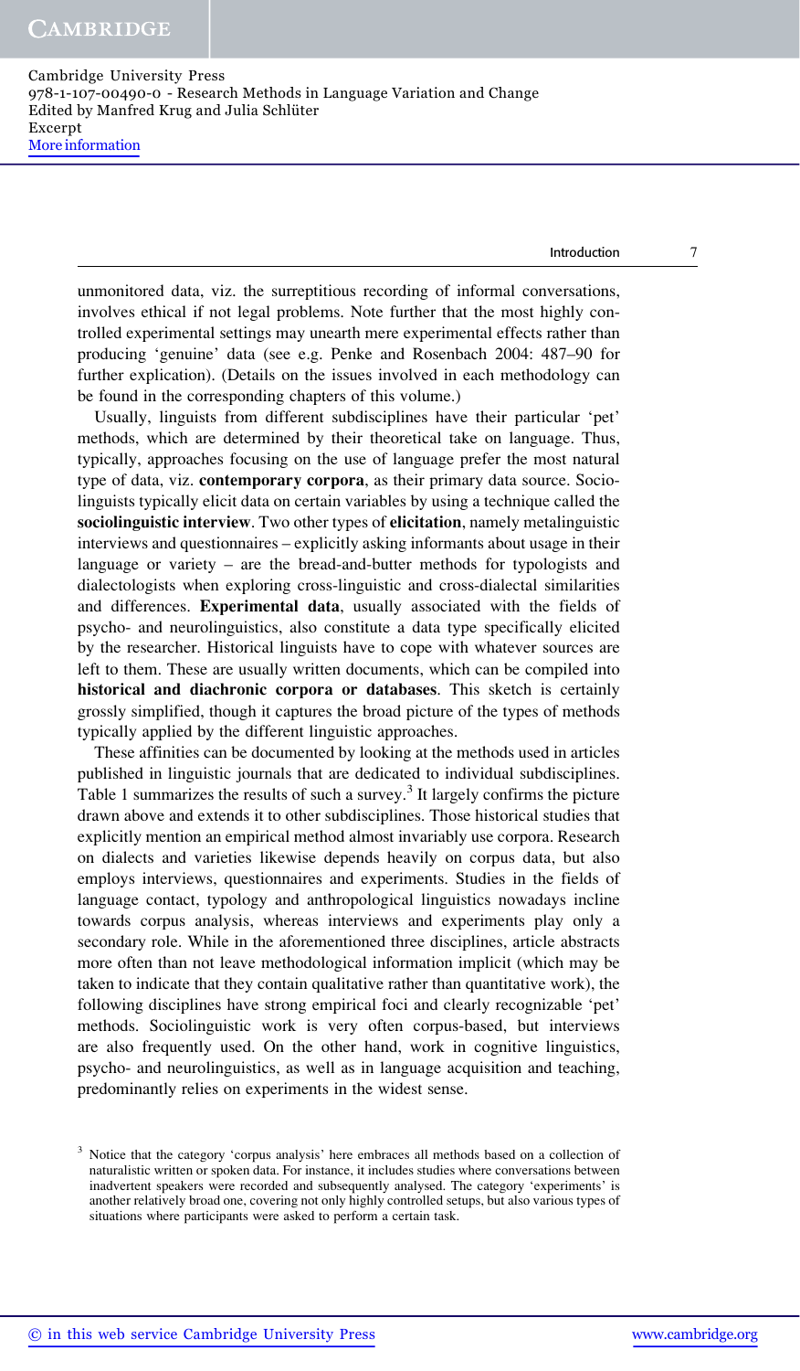unmonitored data, viz. the surreptitious recording of informal conversations, involves ethical if not legal problems. Note further that the most highly controlled experimental settings may unearth mere experimental effects rather than producing 'genuine' data (see e.g. Penke and Rosenbach 2004: 487–90 for further explication). (Details on the issues involved in each methodology can be found in the corresponding chapters of this volume.)

Usually, linguists from different subdisciplines have their particular 'pet' methods, which are determined by their theoretical take on language. Thus, typically, approaches focusing on the use of language prefer the most natural type of data, viz. **contemporary corpora**, as their primary data source. Sociolinguists typically elicit data on certain variables by using a technique called the **sociolinguistic interview**. Two other types of **elicitation**, namely metalinguistic interviews and questionnaires – explicitly asking informants about usage in their language or variety – are the bread-and-butter methods for typologists and dialectologists when exploring cross-linguistic and cross-dialectal similarities and differences. **Experimental data**, usually associated with the fields of psycho- and neurolinguistics, also constitute a data type specifically elicited by the researcher. Historical linguists have to cope with whatever sources are left to them. These are usually written documents, which can be compiled into **historical and diachronic corpora or databases**. This sketch is certainly grossly simplified, though it captures the broad picture of the types of methods typically applied by the different linguistic approaches.

These affinities can be documented by looking at the methods used in articles published in linguistic journals that are dedicated to individual subdisciplines. Table 1 summarizes the results of such a survey.[3] It largely confirms the picture drawn above and extends it to other subdisciplines. Those historical studies that explicitly mention an empirical method almost invariably use corpora. Research on dialects and varieties likewise depends heavily on corpus data, but also employs interviews, questionnaires and experiments. Studies in the fields of language contact, typology and anthropological linguistics nowadays incline towards corpus analysis, whereas interviews and experiments play only a secondary role. While in the aforementioned three disciplines, article abstracts more often than not leave methodological information implicit (which may be taken to indicate that they contain qualitative rather than quantitative work), the following disciplines have strong empirical foci and clearly recognizable 'pet' methods. Sociolinguistic work is very often corpus-based, but interviews are also frequently used. On the other hand, work in cognitive linguistics, psycho- and neurolinguistics, as well as in language acquisition and teaching, predominantly relies on experiments in the widest sense.

[3] Notice that the category 'corpus analysis' here embraces all methods based on a collection of naturalistic written or spoken data. For instance, it includes studies where conversations between inadvertent speakers were recorded and subsequently analysed. The category 'experiments' is another relatively broad one, covering not only highly controlled setups, but also various types of situations where participants were asked to perform a certain task.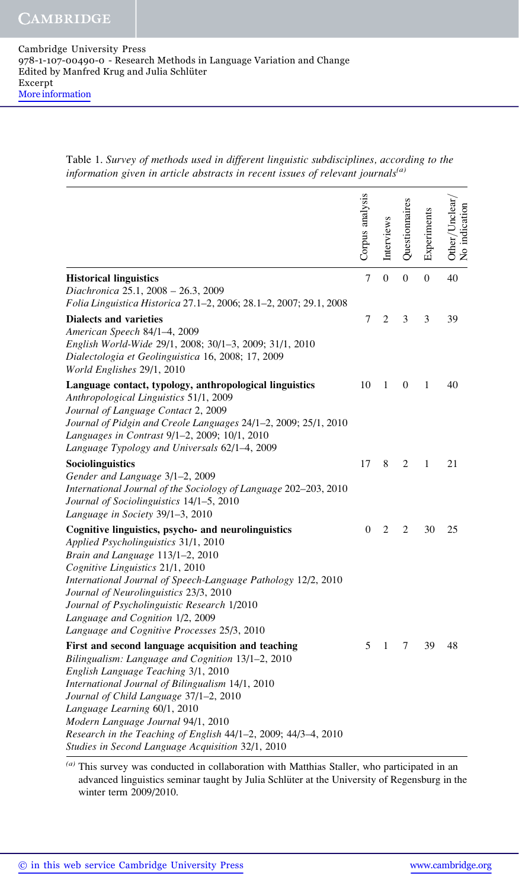Table 1. *Survey of methods used in different linguistic subdisciplines, according to the information given in article abstracts in recent issues of relevant journals*[(a)]

| | Corpus analysis | Interviews | Questionnaires | Experiments | Other/Unclear/No indication |
|---|---|---|---|---|---|
| **Historical linguistics**<br>*Diachronica* 25.1, 2008 – 26.3, 2009<br>*Folia Linguistica Historica* 27.1–2, 2006; 28.1–2, 2007; 29.1, 2008 | 7 | 0 | 0 | 0 | 40 |
| **Dialects and varieties**<br>*American Speech* 84/1–4, 2009<br>*English World-Wide* 29/1, 2008; 30/1–3, 2009; 31/1, 2010<br>*Dialectologia et Geolinguistica* 16, 2008; 17, 2009<br>*World Englishes* 29/1, 2010 | 7 | 2 | 3 | 3 | 39 |
| **Language contact, typology, anthropological linguistics**<br>*Anthropological Linguistics* 51/1, 2009<br>*Journal of Language Contact* 2, 2009<br>*Journal of Pidgin and Creole Languages* 24/1–2, 2009; 25/1, 2010<br>*Languages in Contrast* 9/1–2, 2009; 10/1, 2010<br>*Language Typology and Universals* 62/1–4, 2009 | 10 | 1 | 0 | 1 | 40 |
| **Sociolinguistics**<br>*Gender and Language* 3/1–2, 2009<br>*International Journal of the Sociology of Language* 202–203, 2010<br>*Journal of Sociolinguistics* 14/1–5, 2010<br>*Language in Society* 39/1–3, 2010 | 17 | 8 | 2 | 1 | 21 |
| **Cognitive linguistics, psycho- and neurolinguistics**<br>*Applied Psycholinguistics* 31/1, 2010<br>*Brain and Language* 113/1–2, 2010<br>*Cognitive Linguistics* 21/1, 2010<br>*International Journal of Speech-Language Pathology* 12/2, 2010<br>*Journal of Neurolinguistics* 23/3, 2010<br>*Journal of Psycholinguistic Research* 1/2010<br>*Language and Cognition* 1/2, 2009<br>*Language and Cognitive Processes* 25/3, 2010 | 0 | 2 | 2 | 30 | 25 |
| **First and second language acquisition and teaching**<br>*Bilingualism: Language and Cognition* 13/1–2, 2010<br>*English Language Teaching* 3/1, 2010<br>*International Journal of Bilingualism* 14/1, 2010<br>*Journal of Child Language* 37/1–2, 2010<br>*Language Learning* 60/1, 2010<br>*Modern Language Journal* 94/1, 2010<br>*Research in the Teaching of English* 44/1–2, 2009; 44/3–4, 2010<br>*Studies in Second Language Acquisition* 32/1, 2010 | 5 | 1 | 7 | 39 | 48 |

[(a)] This survey was conducted in collaboration with Matthias Staller, who participated in an advanced linguistics seminar taught by Julia Schlüter at the University of Regensburg in the winter term 2009/2010.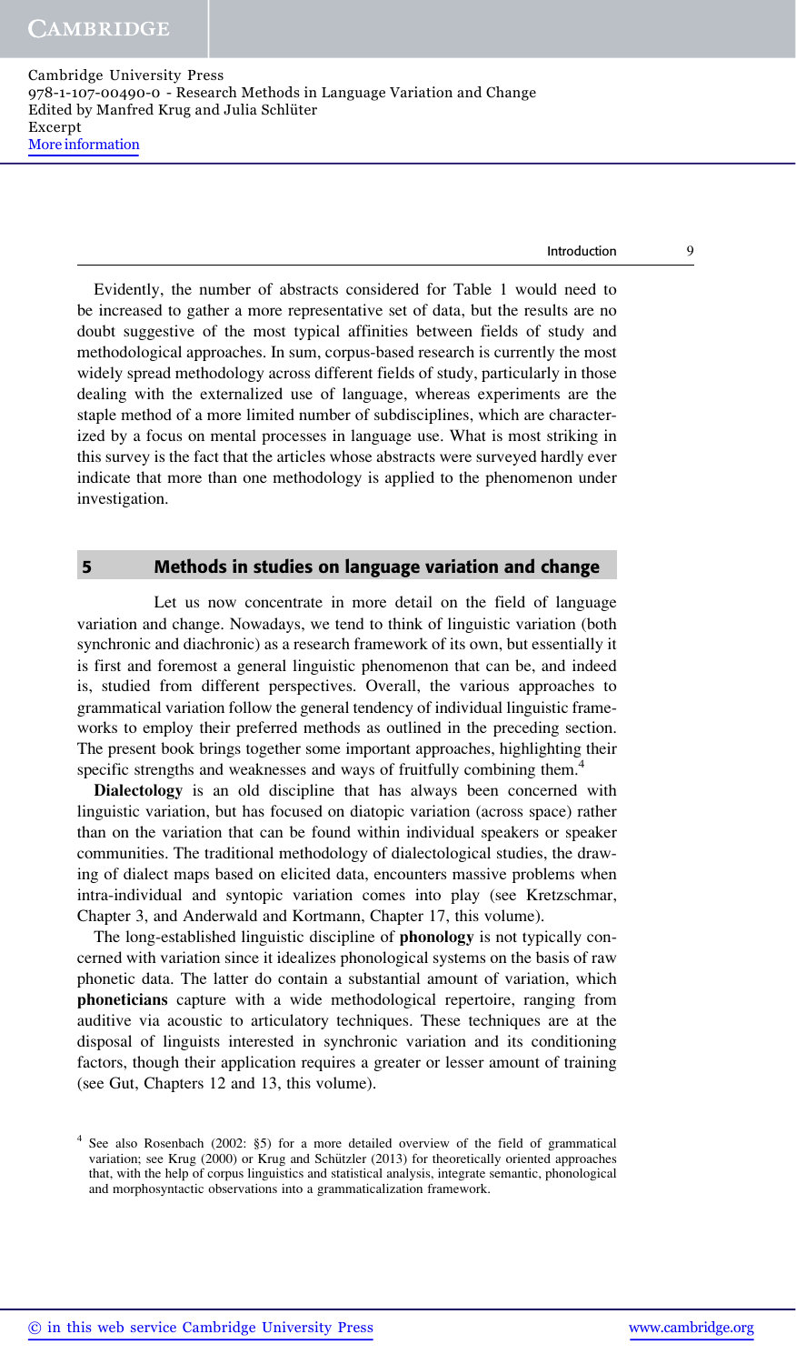Evidently, the number of abstracts considered for Table 1 would need to be increased to gather a more representative set of data, but the results are no doubt suggestive of the most typical affinities between fields of study and methodological approaches. In sum, corpus-based research is currently the most widely spread methodology across different fields of study, particularly in those dealing with the externalized use of language, whereas experiments are the staple method of a more limited number of subdisciplines, which are characterized by a focus on mental processes in language use. What is most striking in this survey is the fact that the articles whose abstracts were surveyed hardly ever indicate that more than one methodology is applied to the phenomenon under investigation.

## 5 Methods in studies on language variation and change

Let us now concentrate in more detail on the field of language variation and change. Nowadays, we tend to think of linguistic variation (both synchronic and diachronic) as a research framework of its own, but essentially it is first and foremost a general linguistic phenomenon that can be, and indeed is, studied from different perspectives. Overall, the various approaches to grammatical variation follow the general tendency of individual linguistic frameworks to employ their preferred methods as outlined in the preceding section. The present book brings together some important approaches, highlighting their specific strengths and weaknesses and ways of fruitfully combining them.[4]

**Dialectology** is an old discipline that has always been concerned with linguistic variation, but has focused on diatopic variation (across space) rather than on the variation that can be found within individual speakers or speaker communities. The traditional methodology of dialectological studies, the drawing of dialect maps based on elicited data, encounters massive problems when intra-individual and syntopic variation comes into play (see Kretzschmar, Chapter 3, and Anderwald and Kortmann, Chapter 17, this volume).

The long-established linguistic discipline of **phonology** is not typically concerned with variation since it idealizes phonological systems on the basis of raw phonetic data. The latter do contain a substantial amount of variation, which **phoneticians** capture with a wide methodological repertoire, ranging from auditive via acoustic to articulatory techniques. These techniques are at the disposal of linguists interested in synchronic variation and its conditioning factors, though their application requires a greater or lesser amount of training (see Gut, Chapters 12 and 13, this volume).

[4] See also Rosenbach (2002: §5) for a more detailed overview of the field of grammatical variation; see Krug (2000) or Krug and Schützler (2013) for theoretically oriented approaches that, with the help of corpus linguistics and statistical analysis, integrate semantic, phonological and morphosyntactic observations into a grammaticalization framework.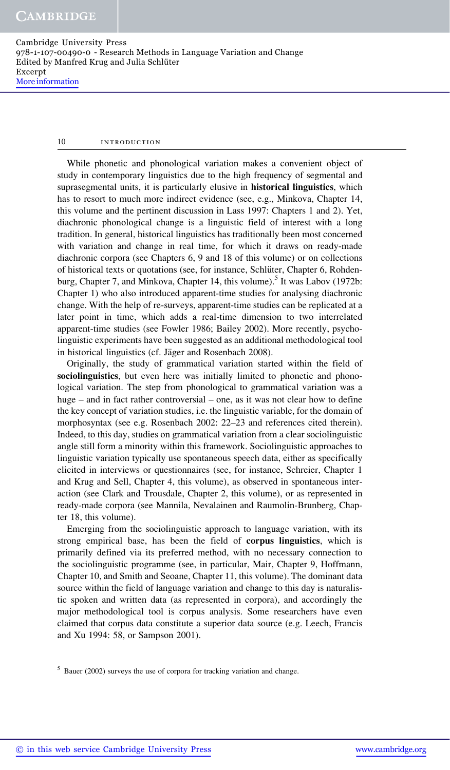While phonetic and phonological variation makes a convenient object of study in contemporary linguistics due to the high frequency of segmental and suprasegmental units, it is particularly elusive in **historical linguistics**, which has to resort to much more indirect evidence (see, e.g., Minkova, Chapter 14, this volume and the pertinent discussion in Lass 1997: Chapters 1 and 2). Yet, diachronic phonological change is a linguistic field of interest with a long tradition. In general, historical linguistics has traditionally been most concerned with variation and change in real time, for which it draws on ready-made diachronic corpora (see Chapters 6, 9 and 18 of this volume) or on collections of historical texts or quotations (see, for instance, Schlüter, Chapter 6, Rohdenburg, Chapter 7, and Minkova, Chapter 14, this volume).[5] It was Labov (1972b: Chapter 1) who also introduced apparent-time studies for analysing diachronic change. With the help of re-surveys, apparent-time studies can be replicated at a later point in time, which adds a real-time dimension to two interrelated apparent-time studies (see Fowler 1986; Bailey 2002). More recently, psycholinguistic experiments have been suggested as an additional methodological tool in historical linguistics (cf. Jäger and Rosenbach 2008).

Originally, the study of grammatical variation started within the field of **sociolinguistics**, but even here was initially limited to phonetic and phonological variation. The step from phonological to grammatical variation was a huge – and in fact rather controversial – one, as it was not clear how to define the key concept of variation studies, i.e. the linguistic variable, for the domain of morphosyntax (see e.g. Rosenbach 2002: 22–23 and references cited therein). Indeed, to this day, studies on grammatical variation from a clear sociolinguistic angle still form a minority within this framework. Sociolinguistic approaches to linguistic variation typically use spontaneous speech data, either as specifically elicited in interviews or questionnaires (see, for instance, Schreier, Chapter 1 and Krug and Sell, Chapter 4, this volume), as observed in spontaneous interaction (see Clark and Trousdale, Chapter 2, this volume), or as represented in ready-made corpora (see Mannila, Nevalainen and Raumolin-Brunberg, Chapter 18, this volume).

Emerging from the sociolinguistic approach to language variation, with its strong empirical base, has been the field of **corpus linguistics**, which is primarily defined via its preferred method, with no necessary connection to the sociolinguistic programme (see, in particular, Mair, Chapter 9, Hoffmann, Chapter 10, and Smith and Seoane, Chapter 11, this volume). The dominant data source within the field of language variation and change to this day is naturalistic spoken and written data (as represented in corpora), and accordingly the major methodological tool is corpus analysis. Some researchers have even claimed that corpus data constitute a superior data source (e.g. Leech, Francis and Xu 1994: 58, or Sampson 2001).

[5] Bauer (2002) surveys the use of corpora for tracking variation and change.